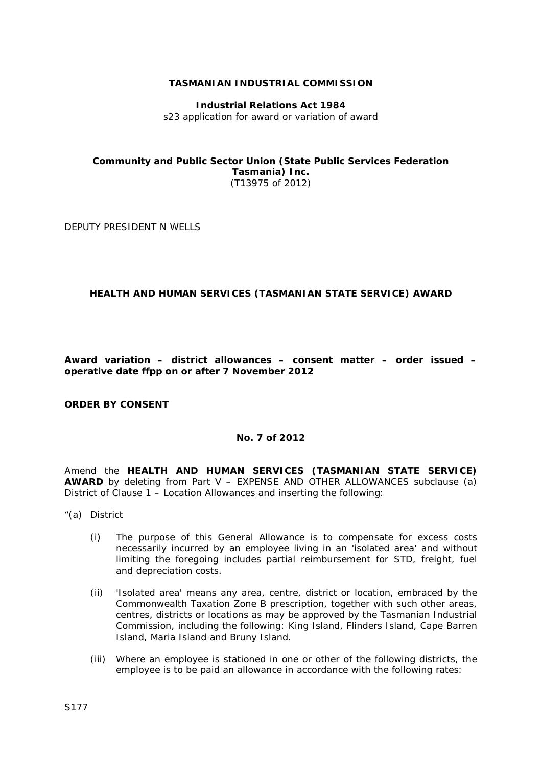**TASMANIAN INDUSTRIAL COMMISSION**

**Industrial Relations Act 1984**
s23 application for award or variation of award

**Community and Public Sector Union (State Public Services Federation Tasmania) Inc.**
(T13975 of 2012)

DEPUTY PRESIDENT N WELLS

**HEALTH AND HUMAN SERVICES (TASMANIAN STATE SERVICE) AWARD**

**Award variation – district allowances – consent matter – order issued – operative date ffpp on or after 7 November 2012**

**ORDER BY CONSENT**

**No. 7 of 2012**

Amend the **HEALTH AND HUMAN SERVICES (TASMANIAN STATE SERVICE) AWARD** by deleting from Part V – EXPENSE AND OTHER ALLOWANCES subclause (a) District of Clause 1 – Location Allowances and inserting the following:

"(a) District

(i) The purpose of this General Allowance is to compensate for excess costs necessarily incurred by an employee living in an 'isolated area' and without limiting the foregoing includes partial reimbursement for STD, freight, fuel and depreciation costs.

(ii) 'Isolated area' means any area, centre, district or location, embraced by the Commonwealth Taxation Zone B prescription, together with such other areas, centres, districts or locations as may be approved by the Tasmanian Industrial Commission, including the following: King Island, Flinders Island, Cape Barren Island, Maria Island and Bruny Island.

(iii) Where an employee is stationed in one or other of the following districts, the employee is to be paid an allowance in accordance with the following rates:

S177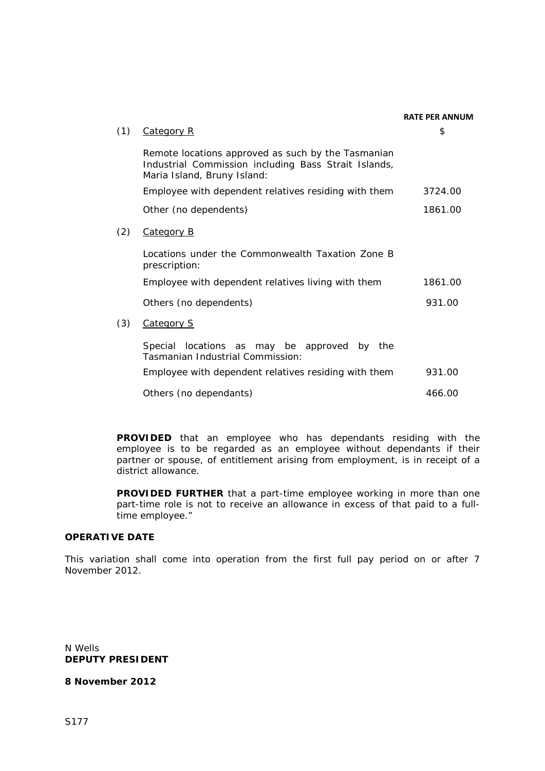| | | RATE PER ANNUM |
|---|---|---|
| (1) | Category R | $ |
| | Remote locations approved as such by the Tasmanian Industrial Commission including Bass Strait Islands, Maria Island, Bruny Island: | |
| | Employee with dependent relatives residing with them | 3724.00 |
| | Other (no dependents) | 1861.00 |
| (2) | Category B | |
| | Locations under the Commonwealth Taxation Zone B prescription: | |
| | Employee with dependent relatives living with them | 1861.00 |
| | Others (no dependents) | 931.00 |
| (3) | Category S | |
| | Special locations as may be approved by the Tasmanian Industrial Commission: | |
| | Employee with dependent relatives residing with them | 931.00 |
| | Others (no dependants) | 466.00 |

**PROVIDED** that an employee who has dependants residing with the employee is to be regarded as an employee without dependants if their partner or spouse, of entitlement arising from employment, is in receipt of a district allowance.

**PROVIDED FURTHER** that a part-time employee working in more than one part-time role is not to receive an allowance in excess of that paid to a full-time employee."

**OPERATIVE DATE**

This variation shall come into operation from the first full pay period on or after 7 November 2012.

N Wells
**DEPUTY PRESIDENT**

**8 November 2012**

S177